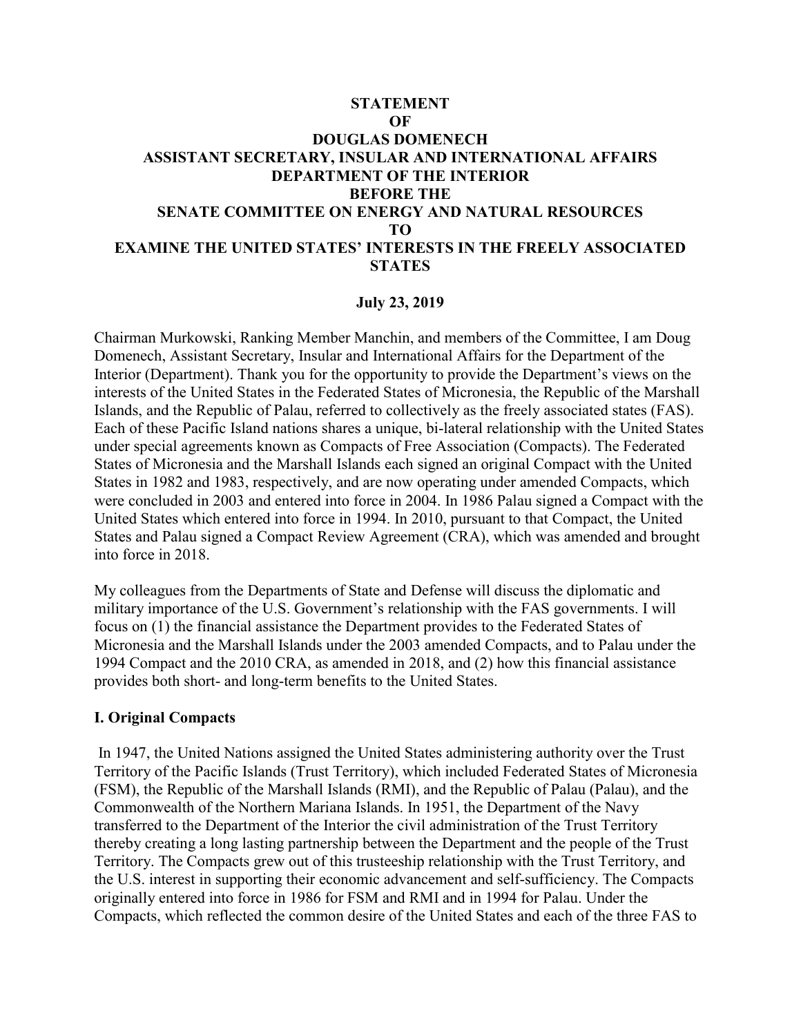**STATEMENT**
**OF**
**DOUGLAS DOMENECH**
**ASSISTANT SECRETARY, INSULAR AND INTERNATIONAL AFFAIRS**
**DEPARTMENT OF THE INTERIOR**
**BEFORE THE**
**SENATE COMMITTEE ON ENERGY AND NATURAL RESOURCES**
**TO**
**EXAMINE THE UNITED STATES' INTERESTS IN THE FREELY ASSOCIATED STATES**

**July 23, 2019**

Chairman Murkowski, Ranking Member Manchin, and members of the Committee, I am Doug Domenech, Assistant Secretary, Insular and International Affairs for the Department of the Interior (Department). Thank you for the opportunity to provide the Department's views on the interests of the United States in the Federated States of Micronesia, the Republic of the Marshall Islands, and the Republic of Palau, referred to collectively as the freely associated states (FAS). Each of these Pacific Island nations shares a unique, bi-lateral relationship with the United States under special agreements known as Compacts of Free Association (Compacts). The Federated States of Micronesia and the Marshall Islands each signed an original Compact with the United States in 1982 and 1983, respectively, and are now operating under amended Compacts, which were concluded in 2003 and entered into force in 2004. In 1986 Palau signed a Compact with the United States which entered into force in 1994. In 2010, pursuant to that Compact, the United States and Palau signed a Compact Review Agreement (CRA), which was amended and brought into force in 2018.

My colleagues from the Departments of State and Defense will discuss the diplomatic and military importance of the U.S. Government's relationship with the FAS governments. I will focus on (1) the financial assistance the Department provides to the Federated States of Micronesia and the Marshall Islands under the 2003 amended Compacts, and to Palau under the 1994 Compact and the 2010 CRA, as amended in 2018, and (2) how this financial assistance provides both short- and long-term benefits to the United States.

## I. Original Compacts

In 1947, the United Nations assigned the United States administering authority over the Trust Territory of the Pacific Islands (Trust Territory), which included Federated States of Micronesia (FSM), the Republic of the Marshall Islands (RMI), and the Republic of Palau (Palau), and the Commonwealth of the Northern Mariana Islands. In 1951, the Department of the Navy transferred to the Department of the Interior the civil administration of the Trust Territory thereby creating a long lasting partnership between the Department and the people of the Trust Territory. The Compacts grew out of this trusteeship relationship with the Trust Territory, and the U.S. interest in supporting their economic advancement and self-sufficiency. The Compacts originally entered into force in 1986 for FSM and RMI and in 1994 for Palau. Under the Compacts, which reflected the common desire of the United States and each of the three FAS to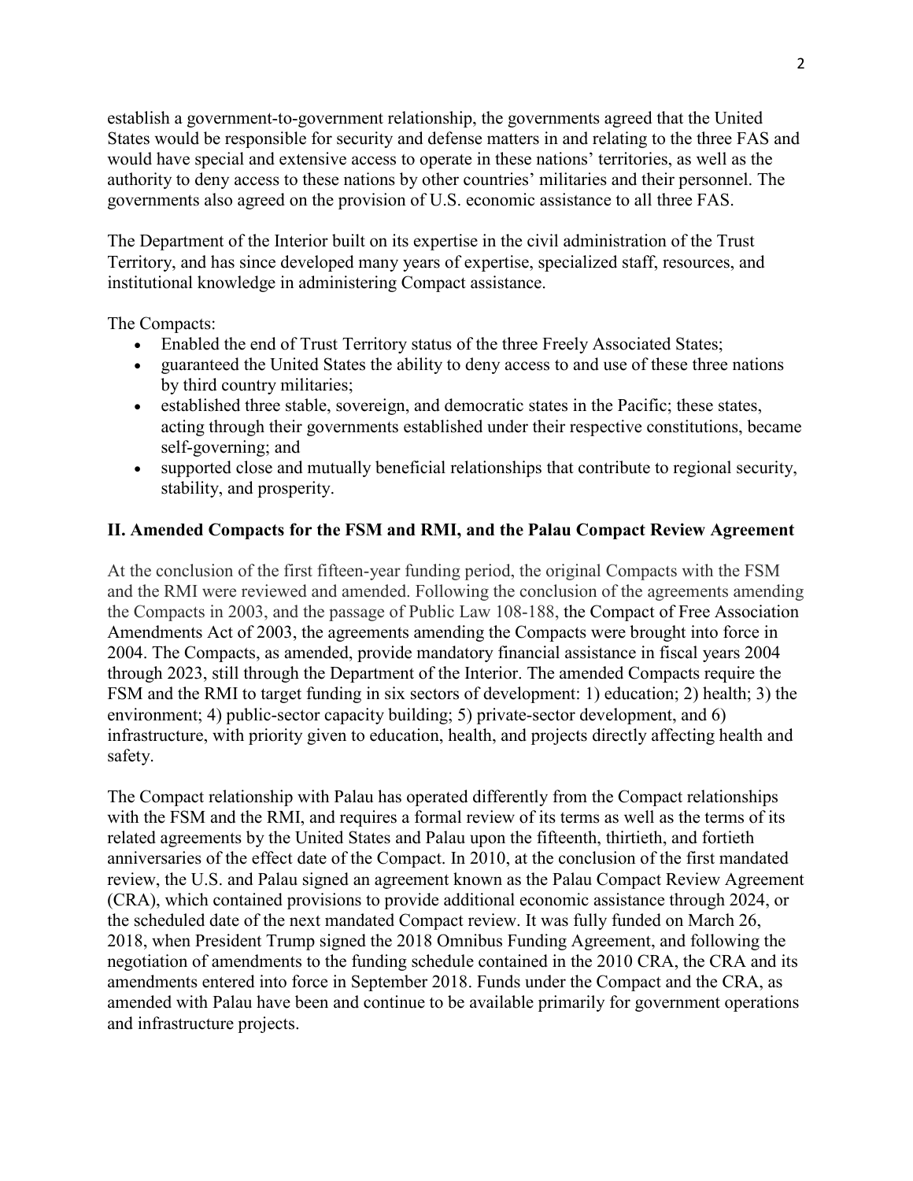establish a government-to-government relationship, the governments agreed that the United States would be responsible for security and defense matters in and relating to the three FAS and would have special and extensive access to operate in these nations' territories, as well as the authority to deny access to these nations by other countries' militaries and their personnel. The governments also agreed on the provision of U.S. economic assistance to all three FAS.

The Department of the Interior built on its expertise in the civil administration of the Trust Territory, and has since developed many years of expertise, specialized staff, resources, and institutional knowledge in administering Compact assistance.

The Compacts:

- Enabled the end of Trust Territory status of the three Freely Associated States;
- guaranteed the United States the ability to deny access to and use of these three nations by third country militaries;
- established three stable, sovereign, and democratic states in the Pacific; these states, acting through their governments established under their respective constitutions, became self-governing; and
- supported close and mutually beneficial relationships that contribute to regional security, stability, and prosperity.

## II. Amended Compacts for the FSM and RMI, and the Palau Compact Review Agreement

At the conclusion of the first fifteen-year funding period, the original Compacts with the FSM and the RMI were reviewed and amended. Following the conclusion of the agreements amending the Compacts in 2003, and the passage of Public Law 108-188, the Compact of Free Association Amendments Act of 2003, the agreements amending the Compacts were brought into force in 2004. The Compacts, as amended, provide mandatory financial assistance in fiscal years 2004 through 2023, still through the Department of the Interior. The amended Compacts require the FSM and the RMI to target funding in six sectors of development: 1) education; 2) health; 3) the environment; 4) public-sector capacity building; 5) private-sector development, and 6) infrastructure, with priority given to education, health, and projects directly affecting health and safety.

The Compact relationship with Palau has operated differently from the Compact relationships with the FSM and the RMI, and requires a formal review of its terms as well as the terms of its related agreements by the United States and Palau upon the fifteenth, thirtieth, and fortieth anniversaries of the effect date of the Compact. In 2010, at the conclusion of the first mandated review, the U.S. and Palau signed an agreement known as the Palau Compact Review Agreement (CRA), which contained provisions to provide additional economic assistance through 2024, or the scheduled date of the next mandated Compact review. It was fully funded on March 26, 2018, when President Trump signed the 2018 Omnibus Funding Agreement, and following the negotiation of amendments to the funding schedule contained in the 2010 CRA, the CRA and its amendments entered into force in September 2018. Funds under the Compact and the CRA, as amended with Palau have been and continue to be available primarily for government operations and infrastructure projects.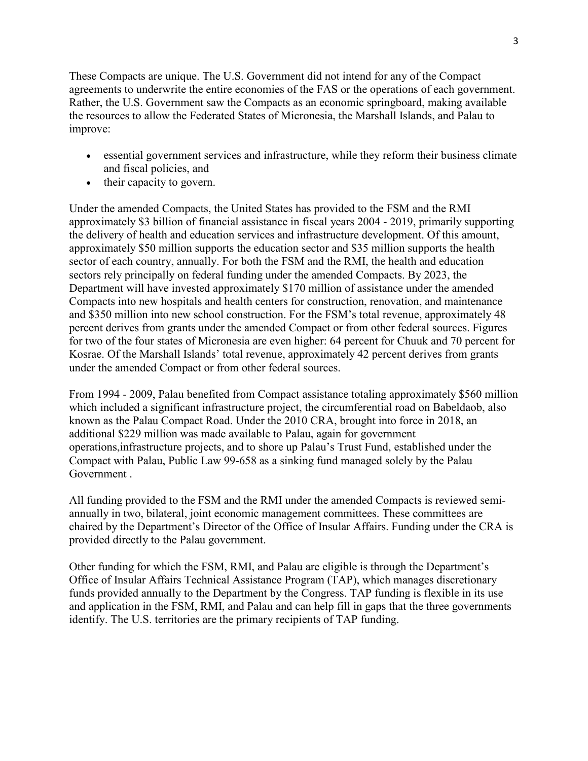These Compacts are unique. The U.S. Government did not intend for any of the Compact agreements to underwrite the entire economies of the FAS or the operations of each government. Rather, the U.S. Government saw the Compacts as an economic springboard, making available the resources to allow the Federated States of Micronesia, the Marshall Islands, and Palau to improve:

- essential government services and infrastructure, while they reform their business climate and fiscal policies, and
- their capacity to govern.

Under the amended Compacts, the United States has provided to the FSM and the RMI approximately $3 billion of financial assistance in fiscal years 2004 - 2019, primarily supporting the delivery of health and education services and infrastructure development. Of this amount, approximately $50 million supports the education sector and $35 million supports the health sector of each country, annually. For both the FSM and the RMI, the health and education sectors rely principally on federal funding under the amended Compacts. By 2023, the Department will have invested approximately $170 million of assistance under the amended Compacts into new hospitals and health centers for construction, renovation, and maintenance and $350 million into new school construction. For the FSM's total revenue, approximately 48 percent derives from grants under the amended Compact or from other federal sources. Figures for two of the four states of Micronesia are even higher: 64 percent for Chuuk and 70 percent for Kosrae. Of the Marshall Islands' total revenue, approximately 42 percent derives from grants under the amended Compact or from other federal sources.

From 1994 - 2009, Palau benefited from Compact assistance totaling approximately $560 million which included a significant infrastructure project, the circumferential road on Babeldaob, also known as the Palau Compact Road. Under the 2010 CRA, brought into force in 2018, an additional $229 million was made available to Palau, again for government operations,infrastructure projects, and to shore up Palau's Trust Fund, established under the Compact with Palau, Public Law 99-658 as a sinking fund managed solely by the Palau Government .

All funding provided to the FSM and the RMI under the amended Compacts is reviewed semi-annually in two, bilateral, joint economic management committees. These committees are chaired by the Department's Director of the Office of Insular Affairs. Funding under the CRA is provided directly to the Palau government.

Other funding for which the FSM, RMI, and Palau are eligible is through the Department's Office of Insular Affairs Technical Assistance Program (TAP), which manages discretionary funds provided annually to the Department by the Congress. TAP funding is flexible in its use and application in the FSM, RMI, and Palau and can help fill in gaps that the three governments identify. The U.S. territories are the primary recipients of TAP funding.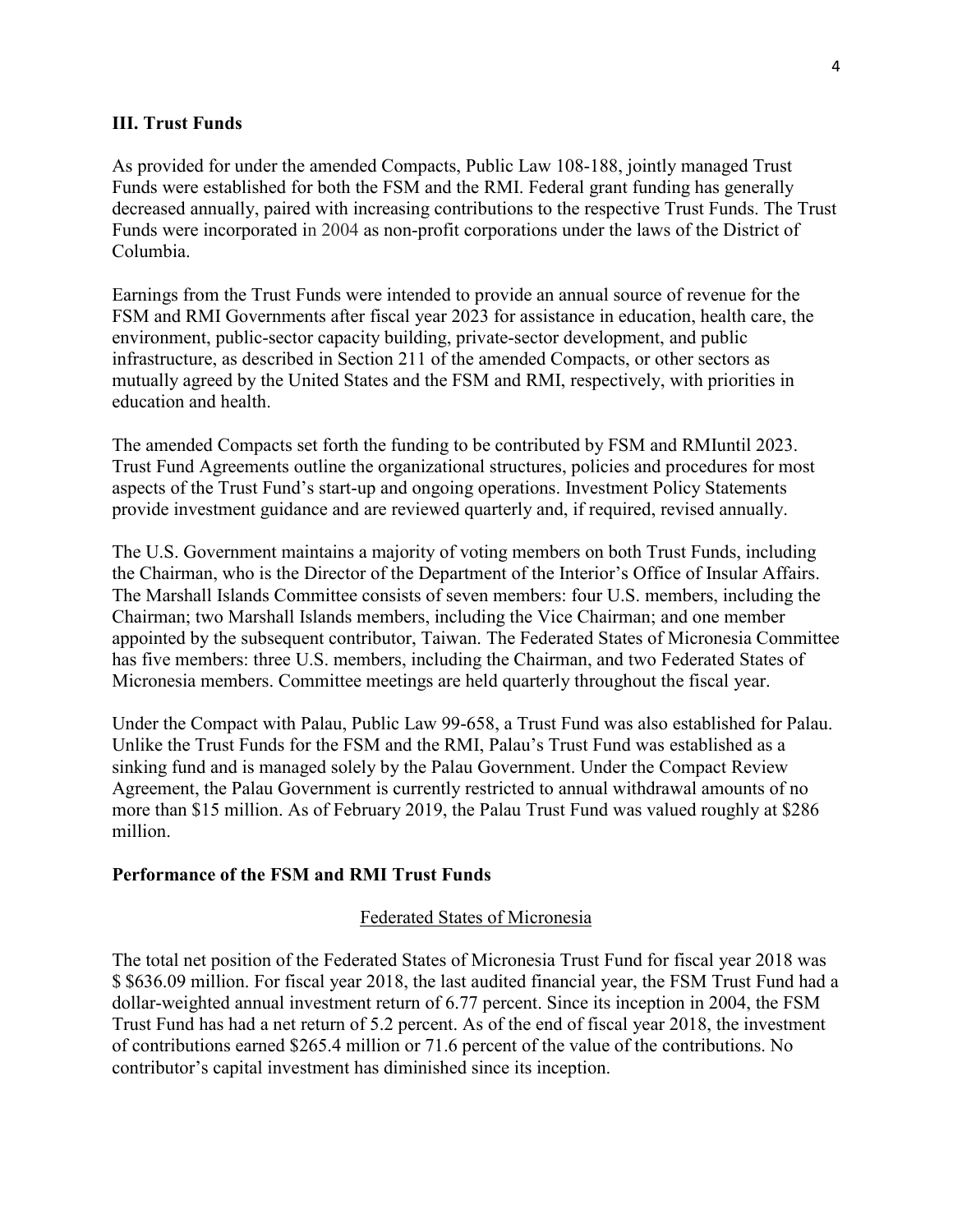## III. Trust Funds

As provided for under the amended Compacts, Public Law 108-188, jointly managed Trust Funds were established for both the FSM and the RMI. Federal grant funding has generally decreased annually, paired with increasing contributions to the respective Trust Funds. The Trust Funds were incorporated in 2004 as non-profit corporations under the laws of the District of Columbia.

Earnings from the Trust Funds were intended to provide an annual source of revenue for the FSM and RMI Governments after fiscal year 2023 for assistance in education, health care, the environment, public-sector capacity building, private-sector development, and public infrastructure, as described in Section 211 of the amended Compacts, or other sectors as mutually agreed by the United States and the FSM and RMI, respectively, with priorities in education and health.

The amended Compacts set forth the funding to be contributed by FSM and RMIuntil 2023. Trust Fund Agreements outline the organizational structures, policies and procedures for most aspects of the Trust Fund's start-up and ongoing operations. Investment Policy Statements provide investment guidance and are reviewed quarterly and, if required, revised annually.

The U.S. Government maintains a majority of voting members on both Trust Funds, including the Chairman, who is the Director of the Department of the Interior's Office of Insular Affairs. The Marshall Islands Committee consists of seven members: four U.S. members, including the Chairman; two Marshall Islands members, including the Vice Chairman; and one member appointed by the subsequent contributor, Taiwan. The Federated States of Micronesia Committee has five members: three U.S. members, including the Chairman, and two Federated States of Micronesia members. Committee meetings are held quarterly throughout the fiscal year.

Under the Compact with Palau, Public Law 99-658, a Trust Fund was also established for Palau. Unlike the Trust Funds for the FSM and the RMI, Palau's Trust Fund was established as a sinking fund and is managed solely by the Palau Government. Under the Compact Review Agreement, the Palau Government is currently restricted to annual withdrawal amounts of no more than $15 million. As of February 2019, the Palau Trust Fund was valued roughly at $286 million.

### Performance of the FSM and RMI Trust Funds

#### Federated States of Micronesia

The total net position of the Federated States of Micronesia Trust Fund for fiscal year 2018 was $ $636.09 million. For fiscal year 2018, the last audited financial year, the FSM Trust Fund had a dollar-weighted annual investment return of 6.77 percent. Since its inception in 2004, the FSM Trust Fund has had a net return of 5.2 percent. As of the end of fiscal year 2018, the investment of contributions earned $265.4 million or 71.6 percent of the value of the contributions. No contributor's capital investment has diminished since its inception.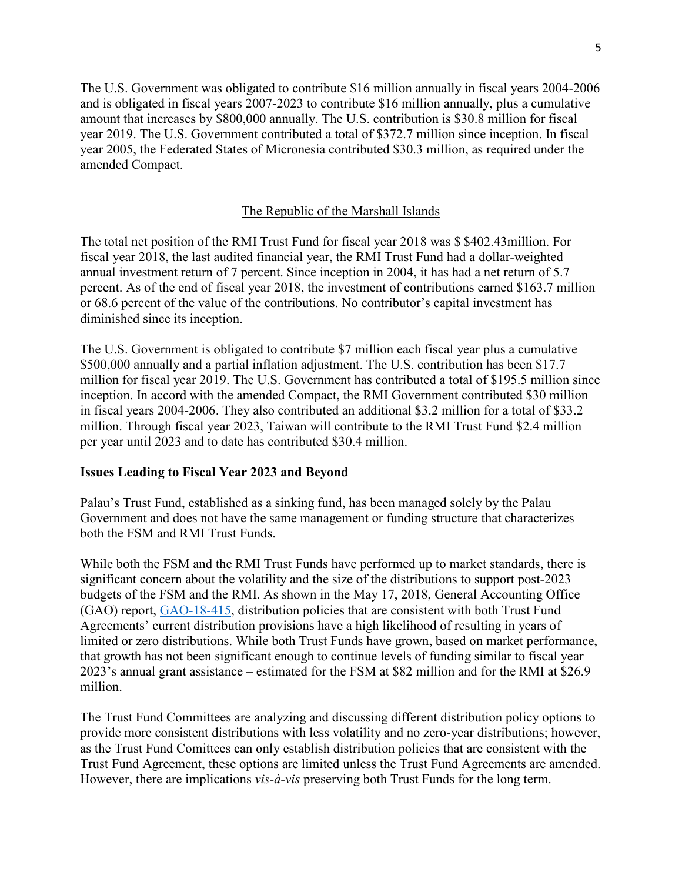The U.S. Government was obligated to contribute $16 million annually in fiscal years 2004-2006 and is obligated in fiscal years 2007-2023 to contribute $16 million annually, plus a cumulative amount that increases by $800,000 annually. The U.S. contribution is $30.8 million for fiscal year 2019. The U.S. Government contributed a total of $372.7 million since inception. In fiscal year 2005, the Federated States of Micronesia contributed $30.3 million, as required under the amended Compact.

## The Republic of the Marshall Islands

The total net position of the RMI Trust Fund for fiscal year 2018 was $ $402.43million. For fiscal year 2018, the last audited financial year, the RMI Trust Fund had a dollar-weighted annual investment return of 7 percent. Since inception in 2004, it has had a net return of 5.7 percent. As of the end of fiscal year 2018, the investment of contributions earned $163.7 million or 68.6 percent of the value of the contributions. No contributor's capital investment has diminished since its inception.

The U.S. Government is obligated to contribute $7 million each fiscal year plus a cumulative $500,000 annually and a partial inflation adjustment. The U.S. contribution has been $17.7 million for fiscal year 2019. The U.S. Government has contributed a total of $195.5 million since inception. In accord with the amended Compact, the RMI Government contributed $30 million in fiscal years 2004-2006. They also contributed an additional $3.2 million for a total of $33.2 million. Through fiscal year 2023, Taiwan will contribute to the RMI Trust Fund $2.4 million per year until 2023 and to date has contributed $30.4 million.

## Issues Leading to Fiscal Year 2023 and Beyond

Palau's Trust Fund, established as a sinking fund, has been managed solely by the Palau Government and does not have the same management or funding structure that characterizes both the FSM and RMI Trust Funds.

While both the FSM and the RMI Trust Funds have performed up to market standards, there is significant concern about the volatility and the size of the distributions to support post-2023 budgets of the FSM and the RMI. As shown in the May 17, 2018, General Accounting Office (GAO) report, GAO-18-415, distribution policies that are consistent with both Trust Fund Agreements' current distribution provisions have a high likelihood of resulting in years of limited or zero distributions. While both Trust Funds have grown, based on market performance, that growth has not been significant enough to continue levels of funding similar to fiscal year 2023's annual grant assistance – estimated for the FSM at $82 million and for the RMI at $26.9 million.

The Trust Fund Committees are analyzing and discussing different distribution policy options to provide more consistent distributions with less volatility and no zero-year distributions; however, as the Trust Fund Comittees can only establish distribution policies that are consistent with the Trust Fund Agreement, these options are limited unless the Trust Fund Agreements are amended. However, there are implications *vis-à-vis* preserving both Trust Funds for the long term.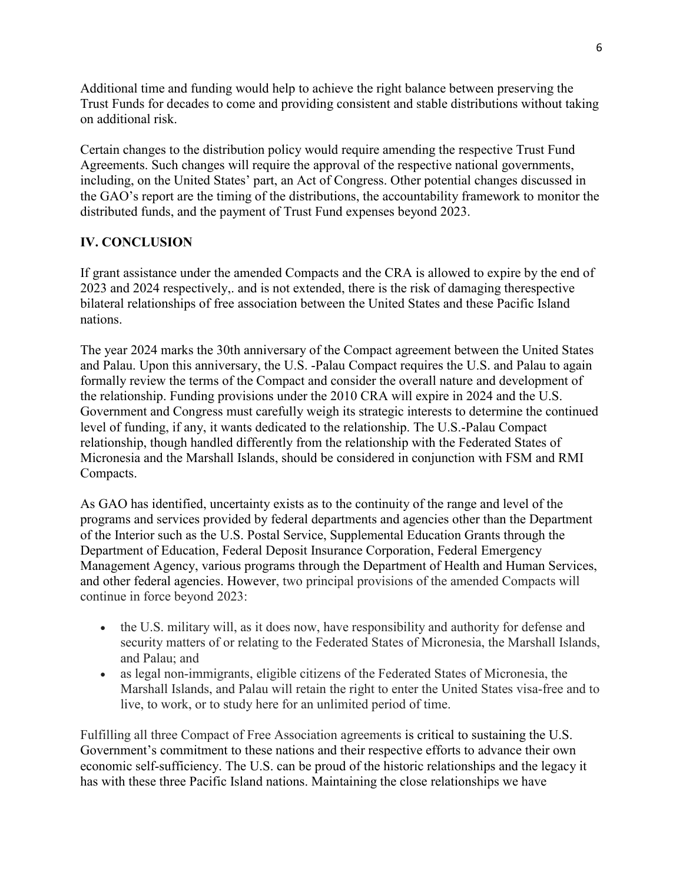Additional time and funding would help to achieve the right balance between preserving the Trust Funds for decades to come and providing consistent and stable distributions without taking on additional risk.

Certain changes to the distribution policy would require amending the respective Trust Fund Agreements. Such changes will require the approval of the respective national governments, including, on the United States' part, an Act of Congress. Other potential changes discussed in the GAO's report are the timing of the distributions, the accountability framework to monitor the distributed funds, and the payment of Trust Fund expenses beyond 2023.

## IV. CONCLUSION

If grant assistance under the amended Compacts and the CRA is allowed to expire by the end of 2023 and 2024 respectively,. and is not extended, there is the risk of damaging therespective bilateral relationships of free association between the United States and these Pacific Island nations.

The year 2024 marks the 30th anniversary of the Compact agreement between the United States and Palau. Upon this anniversary, the U.S. -Palau Compact requires the U.S. and Palau to again formally review the terms of the Compact and consider the overall nature and development of the relationship. Funding provisions under the 2010 CRA will expire in 2024 and the U.S. Government and Congress must carefully weigh its strategic interests to determine the continued level of funding, if any, it wants dedicated to the relationship. The U.S.-Palau Compact relationship, though handled differently from the relationship with the Federated States of Micronesia and the Marshall Islands, should be considered in conjunction with FSM and RMI Compacts.

As GAO has identified, uncertainty exists as to the continuity of the range and level of the programs and services provided by federal departments and agencies other than the Department of the Interior such as the U.S. Postal Service, Supplemental Education Grants through the Department of Education, Federal Deposit Insurance Corporation, Federal Emergency Management Agency, various programs through the Department of Health and Human Services, and other federal agencies. However, two principal provisions of the amended Compacts will continue in force beyond 2023:

- the U.S. military will, as it does now, have responsibility and authority for defense and security matters of or relating to the Federated States of Micronesia, the Marshall Islands, and Palau; and
- as legal non-immigrants, eligible citizens of the Federated States of Micronesia, the Marshall Islands, and Palau will retain the right to enter the United States visa-free and to live, to work, or to study here for an unlimited period of time.

Fulfilling all three Compact of Free Association agreements is critical to sustaining the U.S. Government's commitment to these nations and their respective efforts to advance their own economic self-sufficiency. The U.S. can be proud of the historic relationships and the legacy it has with these three Pacific Island nations. Maintaining the close relationships we have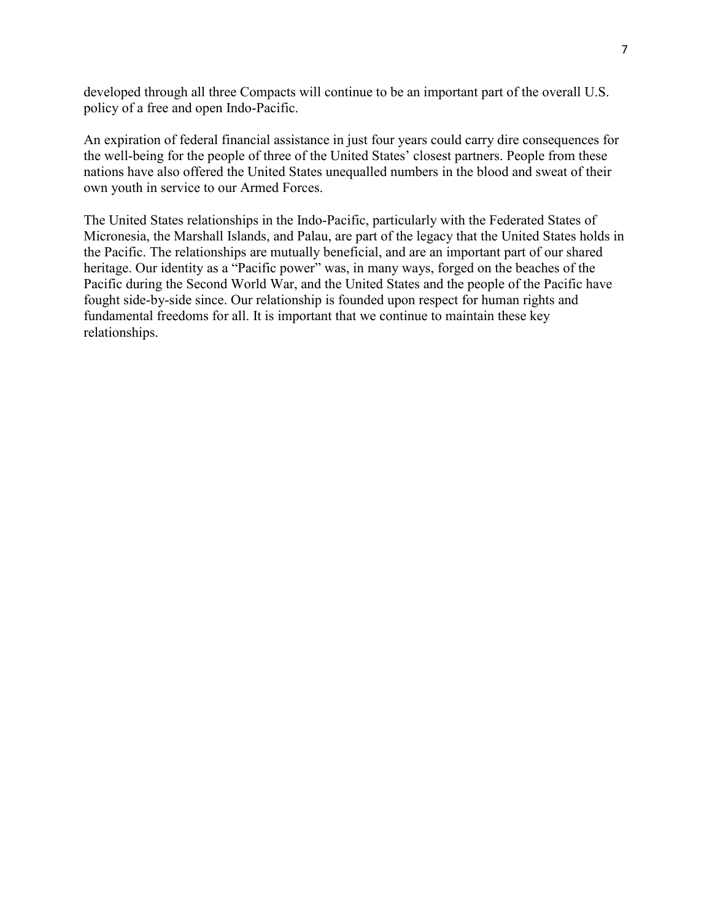developed through all three Compacts will continue to be an important part of the overall U.S. policy of a free and open Indo-Pacific.

An expiration of federal financial assistance in just four years could carry dire consequences for the well-being for the people of three of the United States' closest partners. People from these nations have also offered the United States unequalled numbers in the blood and sweat of their own youth in service to our Armed Forces.

The United States relationships in the Indo-Pacific, particularly with the Federated States of Micronesia, the Marshall Islands, and Palau, are part of the legacy that the United States holds in the Pacific. The relationships are mutually beneficial, and are an important part of our shared heritage. Our identity as a "Pacific power" was, in many ways, forged on the beaches of the Pacific during the Second World War, and the United States and the people of the Pacific have fought side-by-side since. Our relationship is founded upon respect for human rights and fundamental freedoms for all. It is important that we continue to maintain these key relationships.